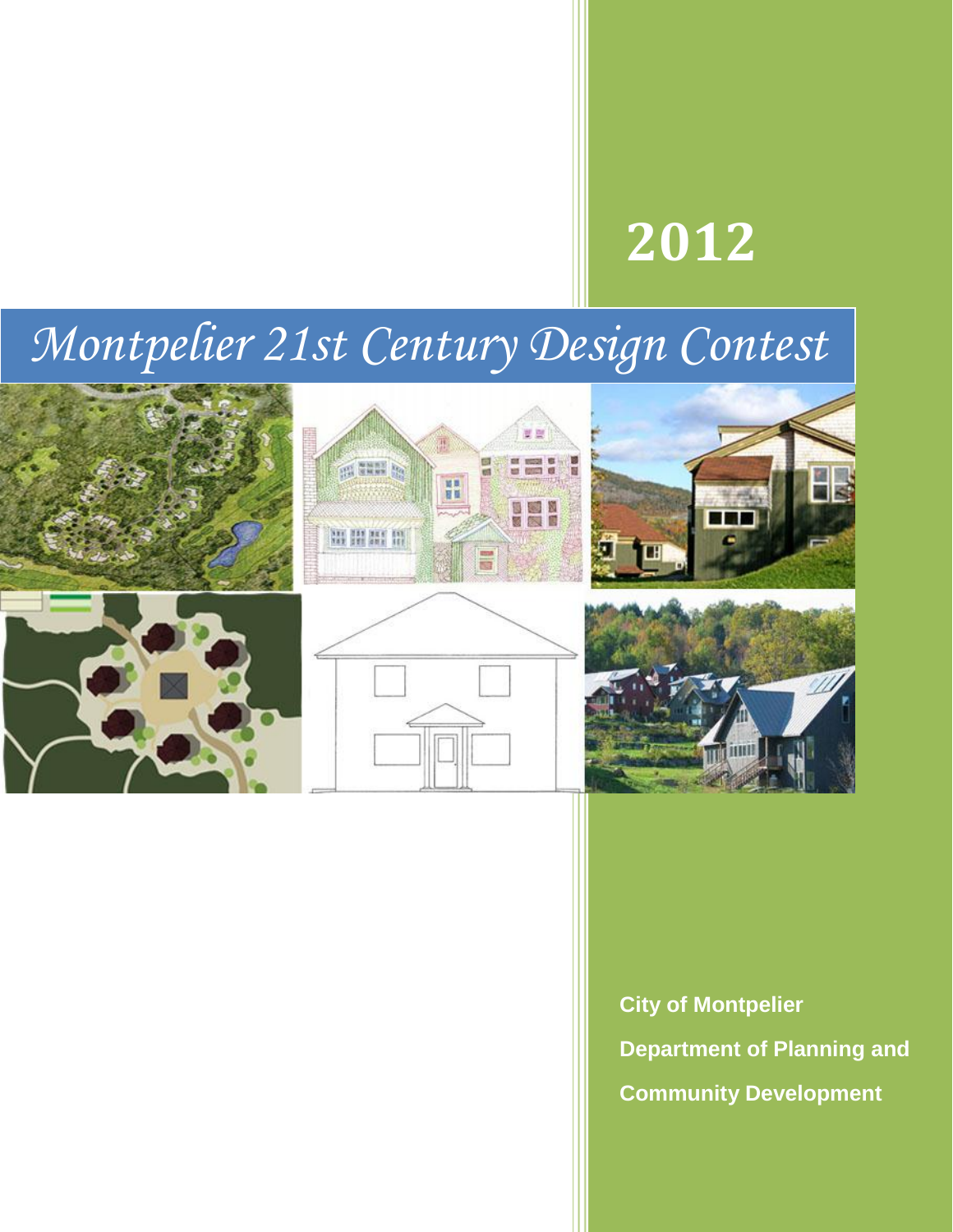# 2012

# Montpelier 21st Century Design Contest

**City of Montpelier**

**Department of Planning and Community Development**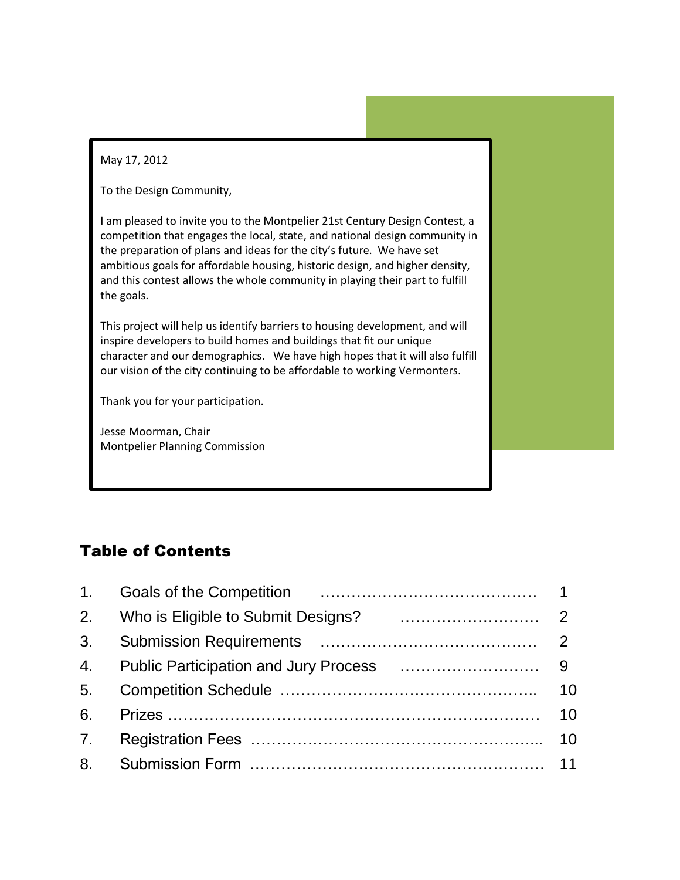May 17, 2012

To the Design Community,

I am pleased to invite you to the Montpelier 21st Century Design Contest, a competition that engages the local, state, and national design community in the preparation of plans and ideas for the city's future. We have set ambitious goals for affordable housing, historic design, and higher density, and this contest allows the whole community in playing their part to fulfill the goals.

This project will help us identify barriers to housing development, and will inspire developers to build homes and buildings that fit our unique character and our demographics. We have high hopes that it will also fulfill our vision of the city continuing to be affordable to working Vermonters.

Thank you for your participation.

Jesse Moorman, Chair
Montpelier Planning Commission

## Table of Contents

| | | |
|---|---|---|
| 1. | Goals of the Competition | 1 |
| 2. | Who is Eligible to Submit Designs? | 2 |
| 3. | Submission Requirements | 2 |
| 4. | Public Participation and Jury Process | 9 |
| 5. | Competition Schedule | 10 |
| 6. | Prizes | 10 |
| 7. | Registration Fees | 10 |
| 8. | Submission Form | 11 |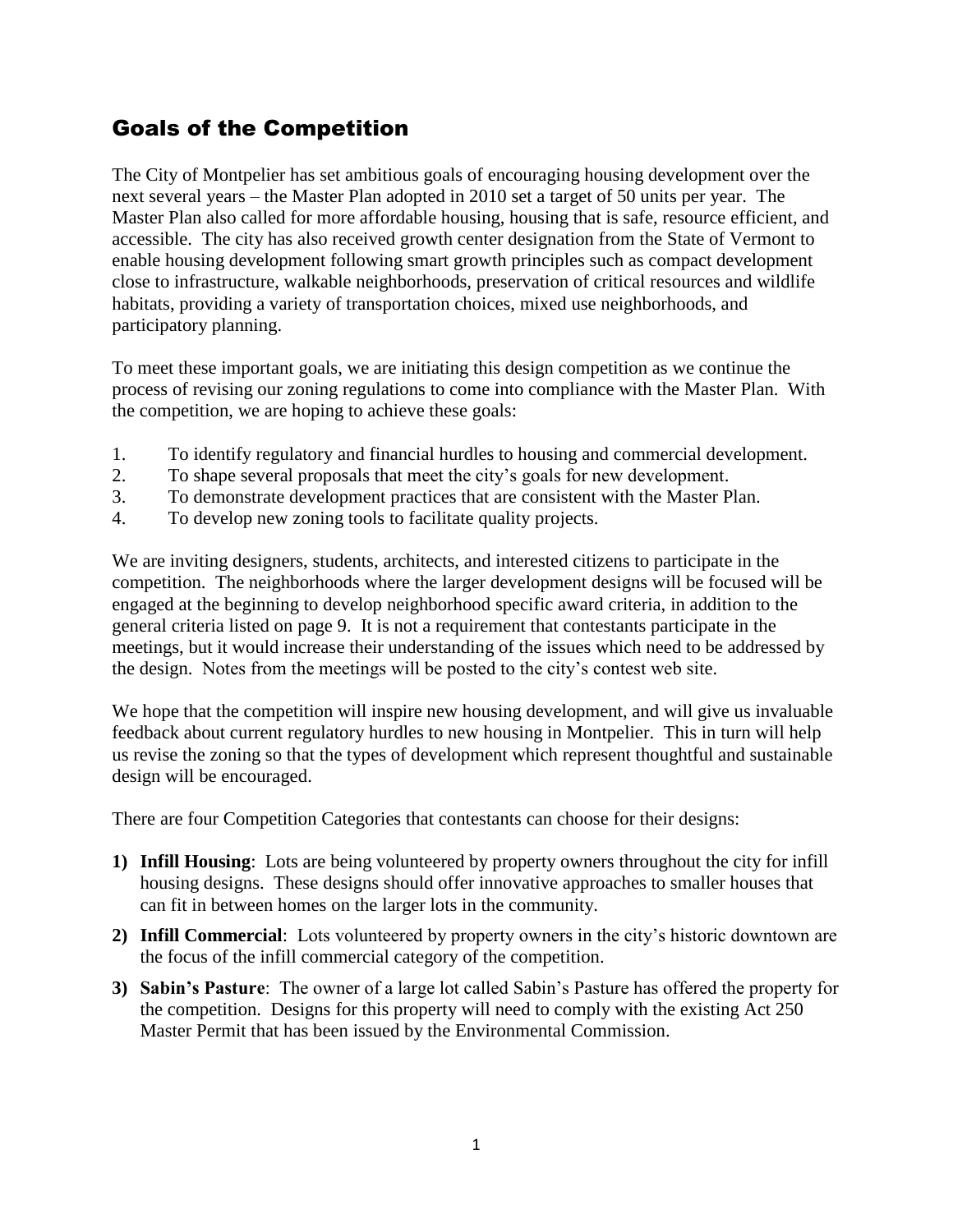## Goals of the Competition

The City of Montpelier has set ambitious goals of encouraging housing development over the next several years – the Master Plan adopted in 2010 set a target of 50 units per year. The Master Plan also called for more affordable housing, housing that is safe, resource efficient, and accessible. The city has also received growth center designation from the State of Vermont to enable housing development following smart growth principles such as compact development close to infrastructure, walkable neighborhoods, preservation of critical resources and wildlife habitats, providing a variety of transportation choices, mixed use neighborhoods, and participatory planning.

To meet these important goals, we are initiating this design competition as we continue the process of revising our zoning regulations to come into compliance with the Master Plan. With the competition, we are hoping to achieve these goals:

1. To identify regulatory and financial hurdles to housing and commercial development.
2. To shape several proposals that meet the city's goals for new development.
3. To demonstrate development practices that are consistent with the Master Plan.
4. To develop new zoning tools to facilitate quality projects.

We are inviting designers, students, architects, and interested citizens to participate in the competition. The neighborhoods where the larger development designs will be focused will be engaged at the beginning to develop neighborhood specific award criteria, in addition to the general criteria listed on page 9. It is not a requirement that contestants participate in the meetings, but it would increase their understanding of the issues which need to be addressed by the design. Notes from the meetings will be posted to the city's contest web site.

We hope that the competition will inspire new housing development, and will give us invaluable feedback about current regulatory hurdles to new housing in Montpelier. This in turn will help us revise the zoning so that the types of development which represent thoughtful and sustainable design will be encouraged.

There are four Competition Categories that contestants can choose for their designs:

1) **Infill Housing**: Lots are being volunteered by property owners throughout the city for infill housing designs. These designs should offer innovative approaches to smaller houses that can fit in between homes on the larger lots in the community.
2) **Infill Commercial**: Lots volunteered by property owners in the city's historic downtown are the focus of the infill commercial category of the competition.
3) **Sabin's Pasture**: The owner of a large lot called Sabin's Pasture has offered the property for the competition. Designs for this property will need to comply with the existing Act 250 Master Permit that has been issued by the Environmental Commission.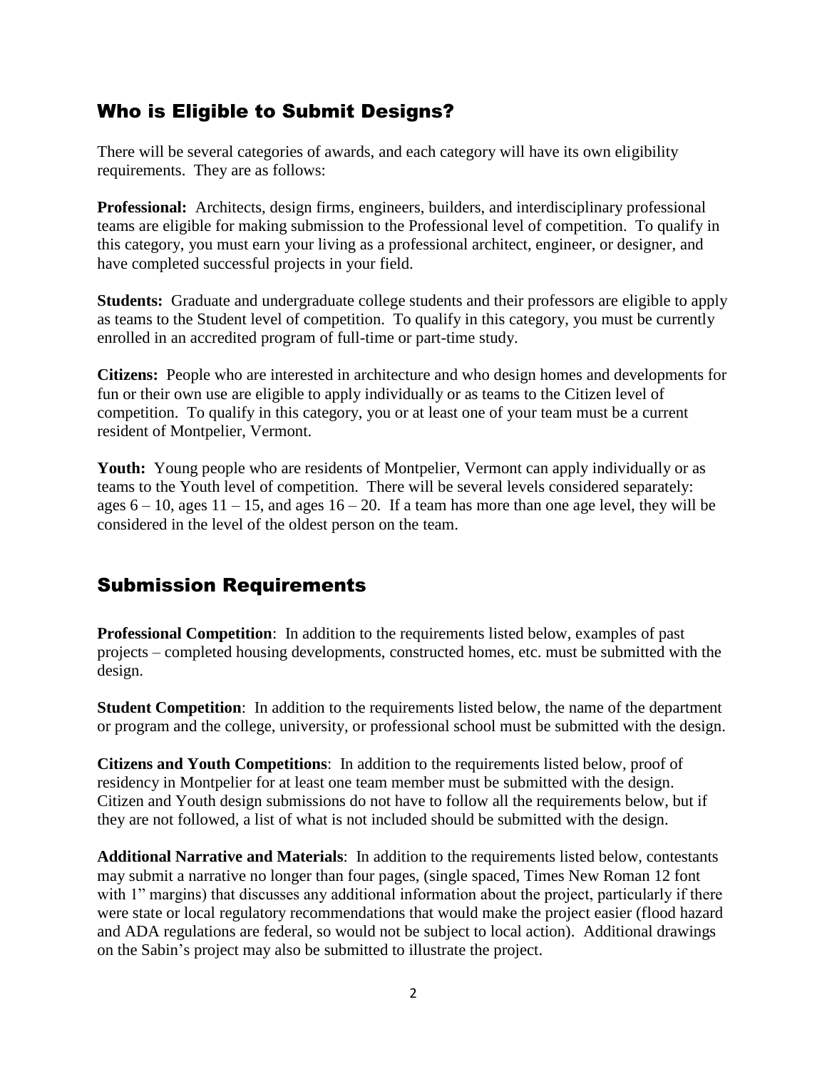## Who is Eligible to Submit Designs?

There will be several categories of awards, and each category will have its own eligibility requirements. They are as follows:

**Professional:** Architects, design firms, engineers, builders, and interdisciplinary professional teams are eligible for making submission to the Professional level of competition. To qualify in this category, you must earn your living as a professional architect, engineer, or designer, and have completed successful projects in your field.

**Students:** Graduate and undergraduate college students and their professors are eligible to apply as teams to the Student level of competition. To qualify in this category, you must be currently enrolled in an accredited program of full-time or part-time study.

**Citizens:** People who are interested in architecture and who design homes and developments for fun or their own use are eligible to apply individually or as teams to the Citizen level of competition. To qualify in this category, you or at least one of your team must be a current resident of Montpelier, Vermont.

**Youth:** Young people who are residents of Montpelier, Vermont can apply individually or as teams to the Youth level of competition. There will be several levels considered separately: ages 6 – 10, ages 11 – 15, and ages 16 – 20. If a team has more than one age level, they will be considered in the level of the oldest person on the team.

## Submission Requirements

**Professional Competition**: In addition to the requirements listed below, examples of past projects – completed housing developments, constructed homes, etc. must be submitted with the design.

**Student Competition**: In addition to the requirements listed below, the name of the department or program and the college, university, or professional school must be submitted with the design.

**Citizens and Youth Competitions**: In addition to the requirements listed below, proof of residency in Montpelier for at least one team member must be submitted with the design. Citizen and Youth design submissions do not have to follow all the requirements below, but if they are not followed, a list of what is not included should be submitted with the design.

**Additional Narrative and Materials**: In addition to the requirements listed below, contestants may submit a narrative no longer than four pages, (single spaced, Times New Roman 12 font with 1" margins) that discusses any additional information about the project, particularly if there were state or local regulatory recommendations that would make the project easier (flood hazard and ADA regulations are federal, so would not be subject to local action). Additional drawings on the Sabin's project may also be submitted to illustrate the project.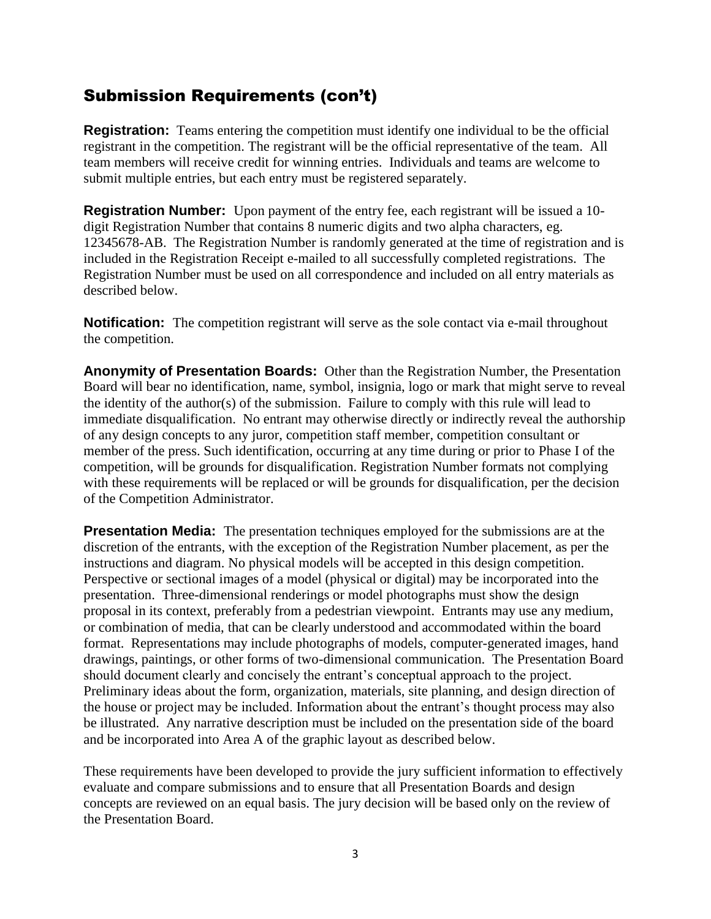## Submission Requirements (con't)

**Registration:** Teams entering the competition must identify one individual to be the official registrant in the competition. The registrant will be the official representative of the team. All team members will receive credit for winning entries. Individuals and teams are welcome to submit multiple entries, but each entry must be registered separately.

**Registration Number:** Upon payment of the entry fee, each registrant will be issued a 10-digit Registration Number that contains 8 numeric digits and two alpha characters, eg. 12345678-AB. The Registration Number is randomly generated at the time of registration and is included in the Registration Receipt e-mailed to all successfully completed registrations. The Registration Number must be used on all correspondence and included on all entry materials as described below.

**Notification:** The competition registrant will serve as the sole contact via e-mail throughout the competition.

**Anonymity of Presentation Boards:** Other than the Registration Number, the Presentation Board will bear no identification, name, symbol, insignia, logo or mark that might serve to reveal the identity of the author(s) of the submission. Failure to comply with this rule will lead to immediate disqualification. No entrant may otherwise directly or indirectly reveal the authorship of any design concepts to any juror, competition staff member, competition consultant or member of the press. Such identification, occurring at any time during or prior to Phase I of the competition, will be grounds for disqualification. Registration Number formats not complying with these requirements will be replaced or will be grounds for disqualification, per the decision of the Competition Administrator.

**Presentation Media:** The presentation techniques employed for the submissions are at the discretion of the entrants, with the exception of the Registration Number placement, as per the instructions and diagram. No physical models will be accepted in this design competition. Perspective or sectional images of a model (physical or digital) may be incorporated into the presentation. Three-dimensional renderings or model photographs must show the design proposal in its context, preferably from a pedestrian viewpoint. Entrants may use any medium, or combination of media, that can be clearly understood and accommodated within the board format. Representations may include photographs of models, computer-generated images, hand drawings, paintings, or other forms of two-dimensional communication. The Presentation Board should document clearly and concisely the entrant's conceptual approach to the project. Preliminary ideas about the form, organization, materials, site planning, and design direction of the house or project may be included. Information about the entrant's thought process may also be illustrated. Any narrative description must be included on the presentation side of the board and be incorporated into Area A of the graphic layout as described below.

These requirements have been developed to provide the jury sufficient information to effectively evaluate and compare submissions and to ensure that all Presentation Boards and design concepts are reviewed on an equal basis. The jury decision will be based only on the review of the Presentation Board.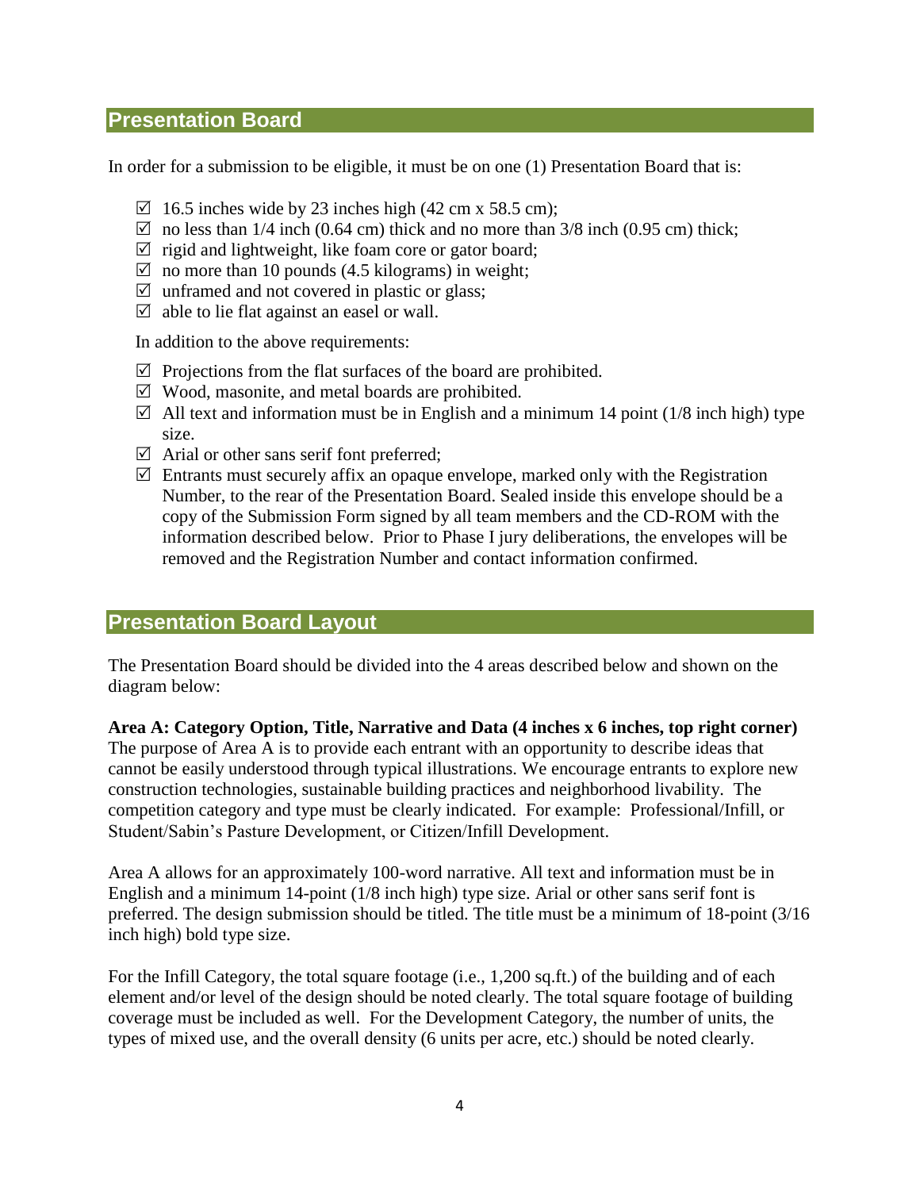## Presentation Board

In order for a submission to be eligible, it must be on one (1) Presentation Board that is:

- ☑ 16.5 inches wide by 23 inches high (42 cm x 58.5 cm);
- ☑ no less than 1/4 inch (0.64 cm) thick and no more than 3/8 inch (0.95 cm) thick;
- ☑ rigid and lightweight, like foam core or gator board;
- ☑ no more than 10 pounds (4.5 kilograms) in weight;
- ☑ unframed and not covered in plastic or glass;
- ☑ able to lie flat against an easel or wall.

In addition to the above requirements:

- ☑ Projections from the flat surfaces of the board are prohibited.
- ☑ Wood, masonite, and metal boards are prohibited.
- ☑ All text and information must be in English and a minimum 14 point (1/8 inch high) type size.
- ☑ Arial or other sans serif font preferred;
- ☑ Entrants must securely affix an opaque envelope, marked only with the Registration Number, to the rear of the Presentation Board. Sealed inside this envelope should be a copy of the Submission Form signed by all team members and the CD-ROM with the information described below. Prior to Phase I jury deliberations, the envelopes will be removed and the Registration Number and contact information confirmed.

## Presentation Board Layout

The Presentation Board should be divided into the 4 areas described below and shown on the diagram below:

**Area A: Category Option, Title, Narrative and Data (4 inches x 6 inches, top right corner)**
The purpose of Area A is to provide each entrant with an opportunity to describe ideas that cannot be easily understood through typical illustrations. We encourage entrants to explore new construction technologies, sustainable building practices and neighborhood livability. The competition category and type must be clearly indicated. For example: Professional/Infill, or Student/Sabin's Pasture Development, or Citizen/Infill Development.

Area A allows for an approximately 100-word narrative. All text and information must be in English and a minimum 14-point (1/8 inch high) type size. Arial or other sans serif font is preferred. The design submission should be titled. The title must be a minimum of 18-point (3/16 inch high) bold type size.

For the Infill Category, the total square footage (i.e., 1,200 sq.ft.) of the building and of each element and/or level of the design should be noted clearly. The total square footage of building coverage must be included as well. For the Development Category, the number of units, the types of mixed use, and the overall density (6 units per acre, etc.) should be noted clearly.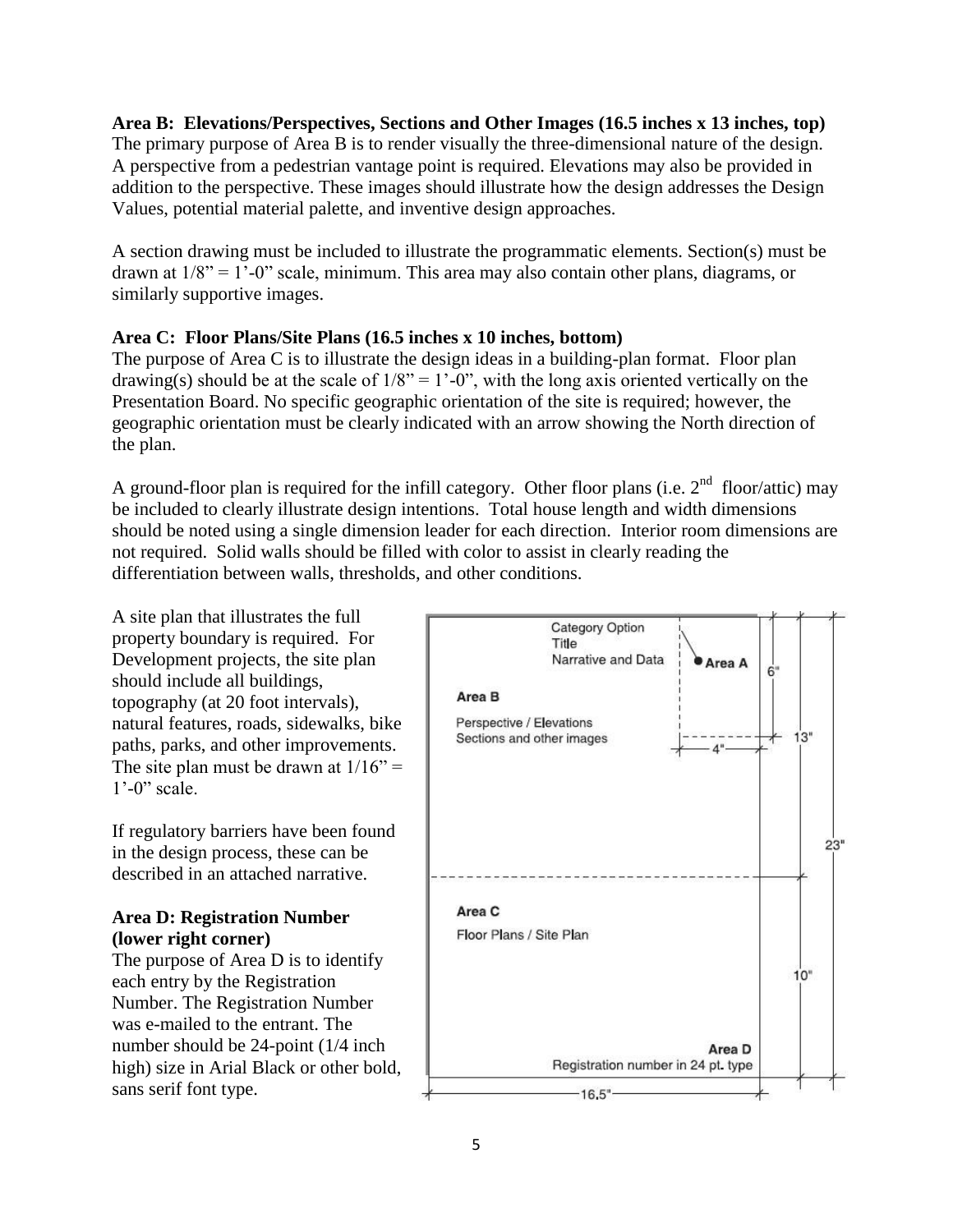**Area B: Elevations/Perspectives, Sections and Other Images (16.5 inches x 13 inches, top)**
The primary purpose of Area B is to render visually the three-dimensional nature of the design. A perspective from a pedestrian vantage point is required. Elevations may also be provided in addition to the perspective. These images should illustrate how the design addresses the Design Values, potential material palette, and inventive design approaches.

A section drawing must be included to illustrate the programmatic elements. Section(s) must be drawn at 1/8" = 1'-0" scale, minimum. This area may also contain other plans, diagrams, or similarly supportive images.

**Area C: Floor Plans/Site Plans (16.5 inches x 10 inches, bottom)**
The purpose of Area C is to illustrate the design ideas in a building-plan format. Floor plan drawing(s) should be at the scale of 1/8" = 1'-0", with the long axis oriented vertically on the Presentation Board. No specific geographic orientation of the site is required; however, the geographic orientation must be clearly indicated with an arrow showing the North direction of the plan.

A ground-floor plan is required for the infill category. Other floor plans (i.e. 2nd floor/attic) may be included to clearly illustrate design intentions. Total house length and width dimensions should be noted using a single dimension leader for each direction. Interior room dimensions are not required. Solid walls should be filled with color to assist in clearly reading the differentiation between walls, thresholds, and other conditions.

A site plan that illustrates the full property boundary is required. For Development projects, the site plan should include all buildings, topography (at 20 foot intervals), natural features, roads, sidewalks, bike paths, parks, and other improvements. The site plan must be drawn at 1/16" = 1'-0" scale.

If regulatory barriers have been found in the design process, these can be described in an attached narrative.

**Area D: Registration Number (lower right corner)**
The purpose of Area D is to identify each entry by the Registration Number. The Registration Number was e-mailed to the entrant. The number should be 24-point (1/4 inch high) size in Arial Black or other bold, sans serif font type.

Category Option
Title
Narrative and Data

Area A

6"

Area B

Perspective / Elevations
Sections and other images

4"

13"

23"

Area C

Floor Plans / Site Plan

10"

Area D
Registration number in 24 pt. type

16.5"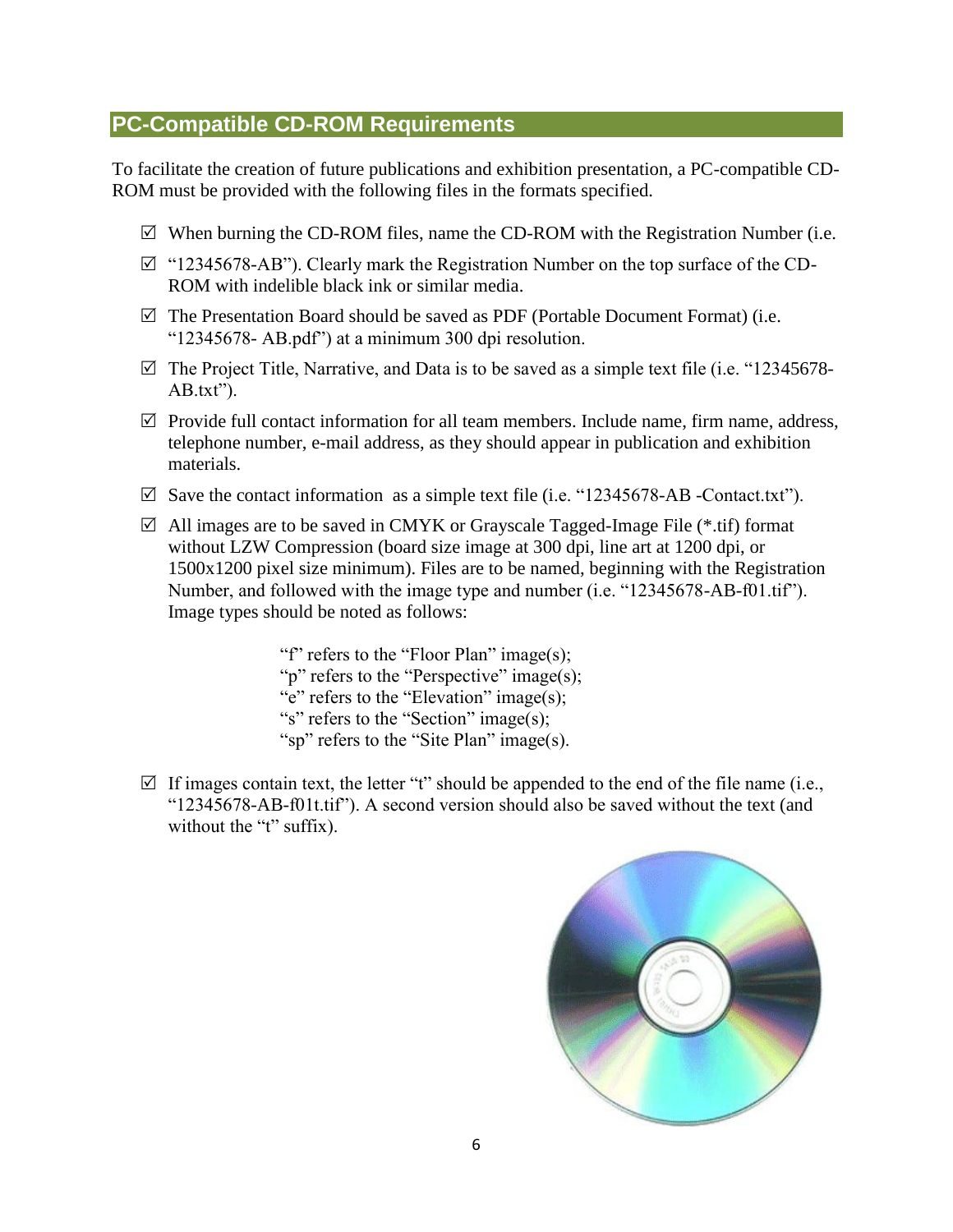## PC-Compatible CD-ROM Requirements

To facilitate the creation of future publications and exhibition presentation, a PC-compatible CD-ROM must be provided with the following files in the formats specified.

- ☑ When burning the CD-ROM files, name the CD-ROM with the Registration Number (i.e.
- ☑ "12345678-AB"). Clearly mark the Registration Number on the top surface of the CD-ROM with indelible black ink or similar media.
- ☑ The Presentation Board should be saved as PDF (Portable Document Format) (i.e. "12345678- AB.pdf") at a minimum 300 dpi resolution.
- ☑ The Project Title, Narrative, and Data is to be saved as a simple text file (i.e. "12345678-AB.txt").
- ☑ Provide full contact information for all team members. Include name, firm name, address, telephone number, e-mail address, as they should appear in publication and exhibition materials.
- ☑ Save the contact information as a simple text file (i.e. "12345678-AB -Contact.txt").
- ☑ All images are to be saved in CMYK or Grayscale Tagged-Image File (*.tif) format without LZW Compression (board size image at 300 dpi, line art at 1200 dpi, or 1500x1200 pixel size minimum). Files are to be named, beginning with the Registration Number, and followed with the image type and number (i.e. "12345678-AB-f01.tif"). Image types should be noted as follows:

  "f" refers to the "Floor Plan" image(s);
  "p" refers to the "Perspective" image(s);
  "e" refers to the "Elevation" image(s);
  "s" refers to the "Section" image(s);
  "sp" refers to the "Site Plan" image(s).

- ☑ If images contain text, the letter "t" should be appended to the end of the file name (i.e., "12345678-AB-f01t.tif"). A second version should also be saved without the text (and without the "t" suffix).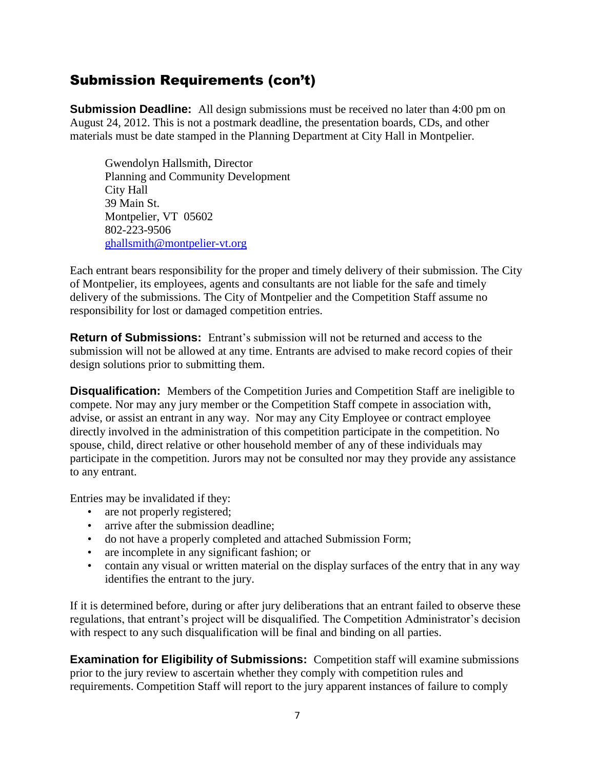## Submission Requirements (con't)

**Submission Deadline:** All design submissions must be received no later than 4:00 pm on August 24, 2012. This is not a postmark deadline, the presentation boards, CDs, and other materials must be date stamped in the Planning Department at City Hall in Montpelier.

Gwendolyn Hallsmith, Director
Planning and Community Development
City Hall
39 Main St.
Montpelier, VT 05602
802-223-9506
ghallsmith@montpelier-vt.org

Each entrant bears responsibility for the proper and timely delivery of their submission. The City of Montpelier, its employees, agents and consultants are not liable for the safe and timely delivery of the submissions. The City of Montpelier and the Competition Staff assume no responsibility for lost or damaged competition entries.

**Return of Submissions:** Entrant's submission will not be returned and access to the submission will not be allowed at any time. Entrants are advised to make record copies of their design solutions prior to submitting them.

**Disqualification:** Members of the Competition Juries and Competition Staff are ineligible to compete. Nor may any jury member or the Competition Staff compete in association with, advise, or assist an entrant in any way. Nor may any City Employee or contract employee directly involved in the administration of this competition participate in the competition. No spouse, child, direct relative or other household member of any of these individuals may participate in the competition. Jurors may not be consulted nor may they provide any assistance to any entrant.

Entries may be invalidated if they:

- are not properly registered;
- arrive after the submission deadline;
- do not have a properly completed and attached Submission Form;
- are incomplete in any significant fashion; or
- contain any visual or written material on the display surfaces of the entry that in any way identifies the entrant to the jury.

If it is determined before, during or after jury deliberations that an entrant failed to observe these regulations, that entrant's project will be disqualified. The Competition Administrator's decision with respect to any such disqualification will be final and binding on all parties.

**Examination for Eligibility of Submissions:** Competition staff will examine submissions prior to the jury review to ascertain whether they comply with competition rules and requirements. Competition Staff will report to the jury apparent instances of failure to comply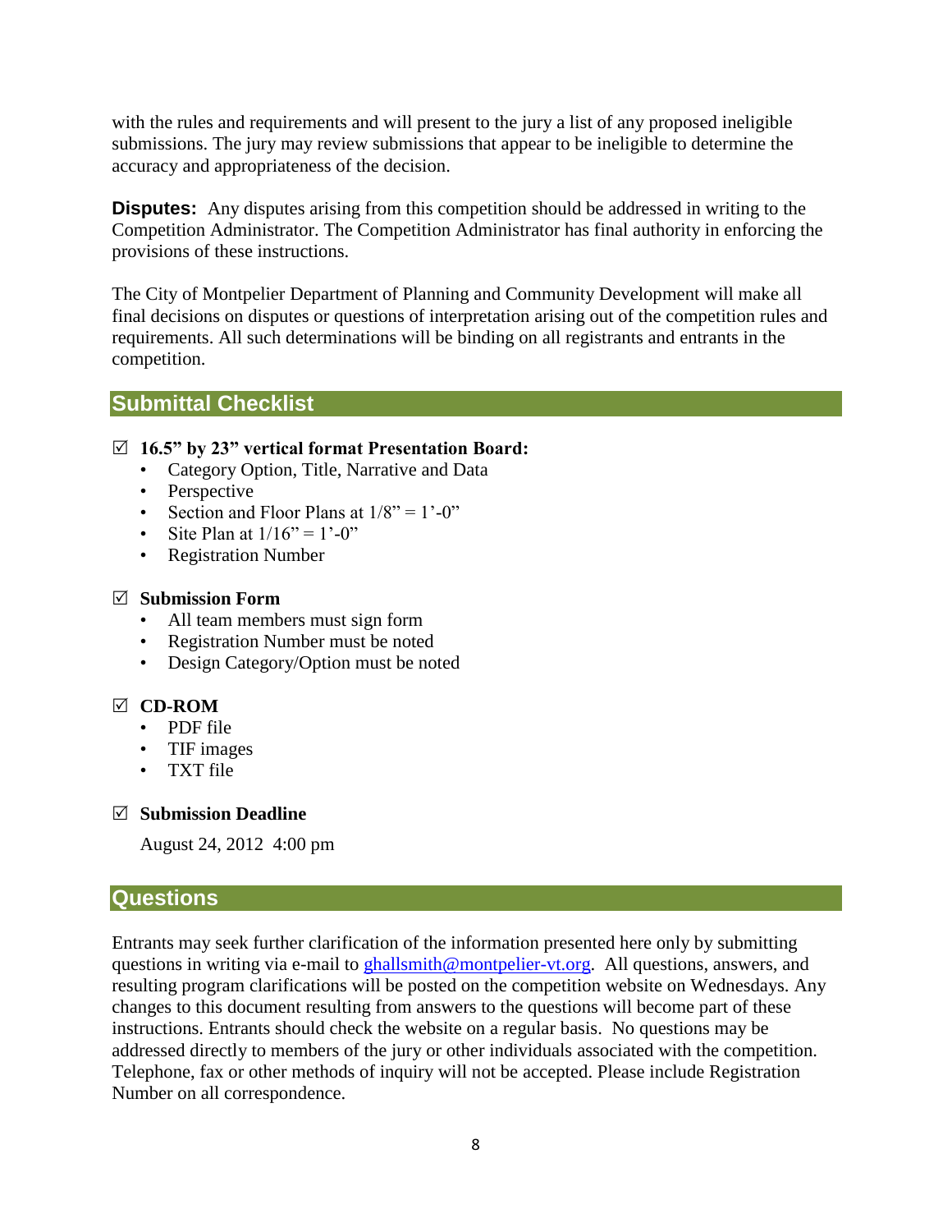with the rules and requirements and will present to the jury a list of any proposed ineligible submissions. The jury may review submissions that appear to be ineligible to determine the accuracy and appropriateness of the decision.

**Disputes:** Any disputes arising from this competition should be addressed in writing to the Competition Administrator. The Competition Administrator has final authority in enforcing the provisions of these instructions.

The City of Montpelier Department of Planning and Community Development will make all final decisions on disputes or questions of interpretation arising out of the competition rules and requirements. All such determinations will be binding on all registrants and entrants in the competition.

## Submittal Checklist

☑ **16.5” by 23” vertical format Presentation Board:**
- Category Option, Title, Narrative and Data
- Perspective
- Section and Floor Plans at 1/8” = 1’-0”
- Site Plan at 1/16” = 1’-0”
- Registration Number

☑ **Submission Form**
- All team members must sign form
- Registration Number must be noted
- Design Category/Option must be noted

☑ **CD-ROM**
- PDF file
- TIF images
- TXT file

☑ **Submission Deadline**

August 24, 2012 4:00 pm

## Questions

Entrants may seek further clarification of the information presented here only by submitting questions in writing via e-mail to ghallsmith@montpelier-vt.org. All questions, answers, and resulting program clarifications will be posted on the competition website on Wednesdays. Any changes to this document resulting from answers to the questions will become part of these instructions. Entrants should check the website on a regular basis. No questions may be addressed directly to members of the jury or other individuals associated with the competition. Telephone, fax or other methods of inquiry will not be accepted. Please include Registration Number on all correspondence.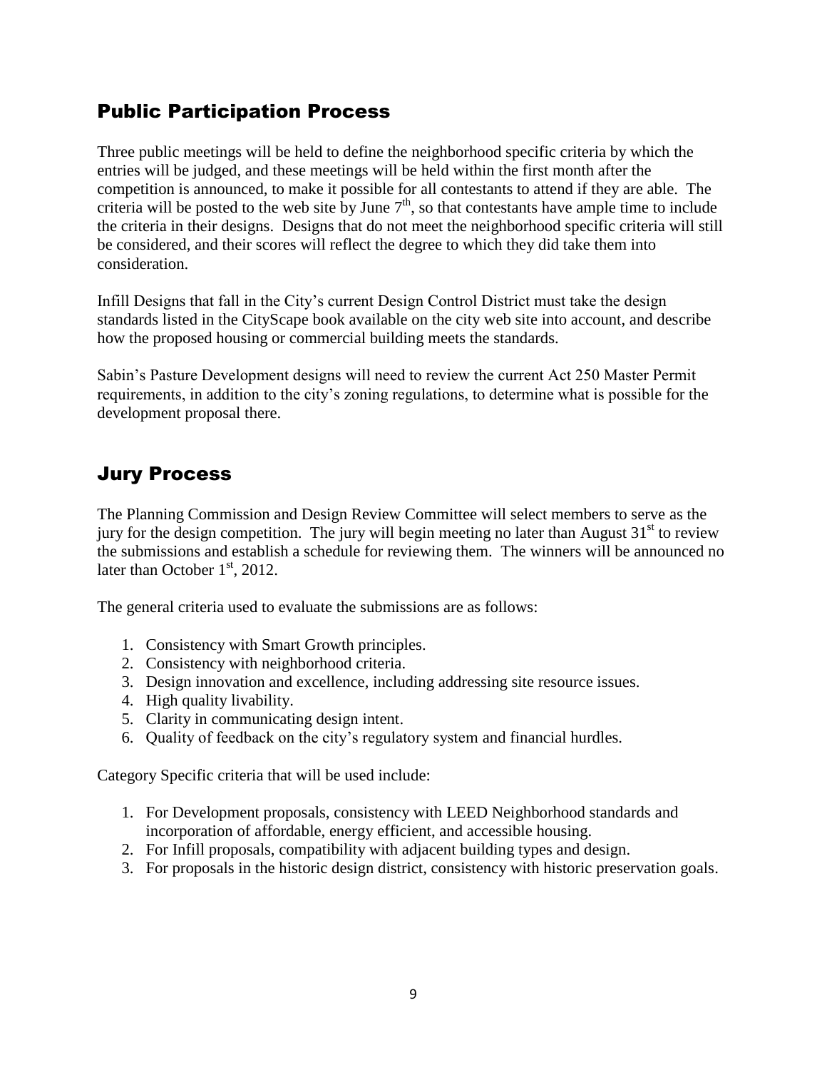## Public Participation Process

Three public meetings will be held to define the neighborhood specific criteria by which the entries will be judged, and these meetings will be held within the first month after the competition is announced, to make it possible for all contestants to attend if they are able. The criteria will be posted to the web site by June 7th, so that contestants have ample time to include the criteria in their designs. Designs that do not meet the neighborhood specific criteria will still be considered, and their scores will reflect the degree to which they did take them into consideration.

Infill Designs that fall in the City's current Design Control District must take the design standards listed in the CityScape book available on the city web site into account, and describe how the proposed housing or commercial building meets the standards.

Sabin's Pasture Development designs will need to review the current Act 250 Master Permit requirements, in addition to the city's zoning regulations, to determine what is possible for the development proposal there.

## Jury Process

The Planning Commission and Design Review Committee will select members to serve as the jury for the design competition. The jury will begin meeting no later than August 31st to review the submissions and establish a schedule for reviewing them. The winners will be announced no later than October 1st, 2012.

The general criteria used to evaluate the submissions are as follows:

1. Consistency with Smart Growth principles.
2. Consistency with neighborhood criteria.
3. Design innovation and excellence, including addressing site resource issues.
4. High quality livability.
5. Clarity in communicating design intent.
6. Quality of feedback on the city's regulatory system and financial hurdles.

Category Specific criteria that will be used include:

1. For Development proposals, consistency with LEED Neighborhood standards and incorporation of affordable, energy efficient, and accessible housing.
2. For Infill proposals, compatibility with adjacent building types and design.
3. For proposals in the historic design district, consistency with historic preservation goals.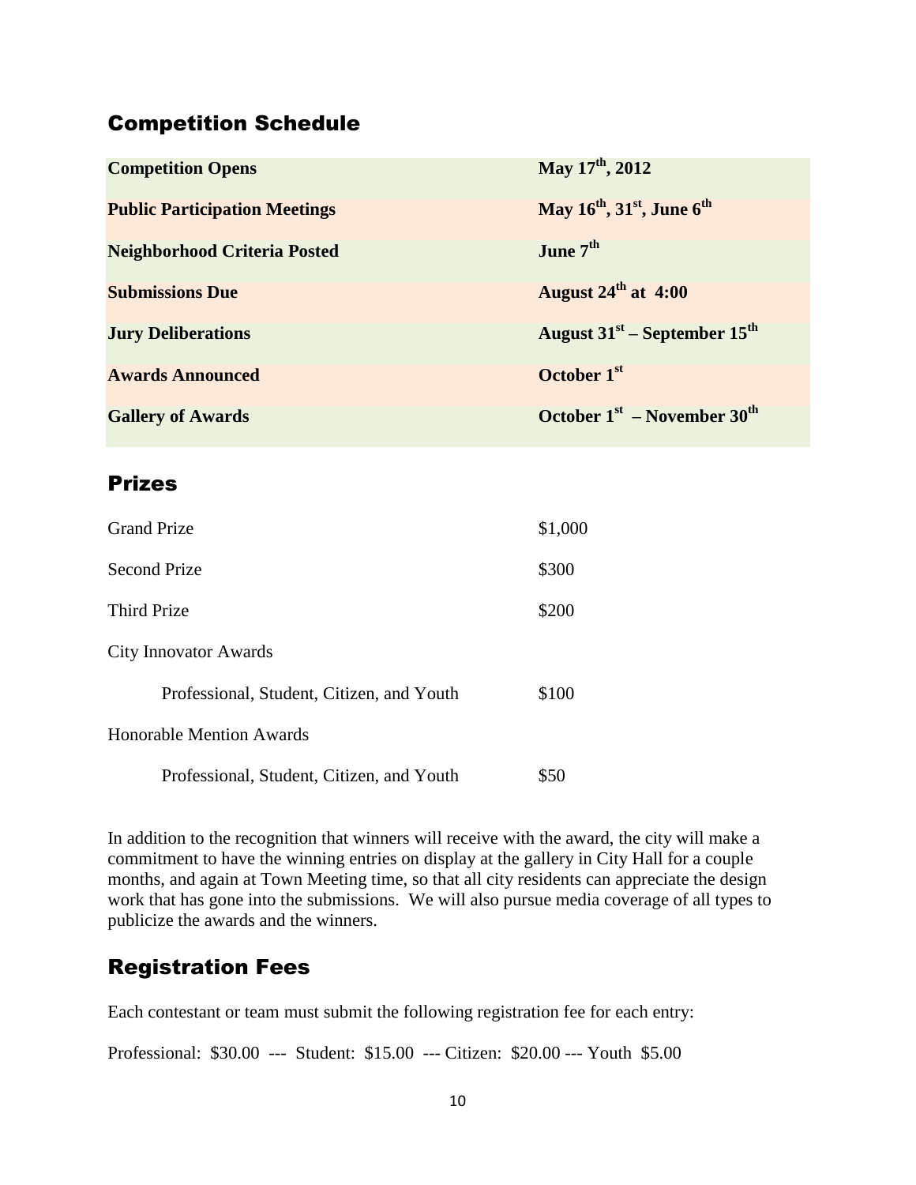## Competition Schedule

| | |
|---|---|
| **Competition Opens** | **May 17th, 2012** |
| **Public Participation Meetings** | **May 16th, 31st, June 6th** |
| **Neighborhood Criteria Posted** | **June 7th** |
| **Submissions Due** | **August 24th at 4:00** |
| **Jury Deliberations** | **August 31st – September 15th** |
| **Awards Announced** | **October 1st** |
| **Gallery of Awards** | **October 1st – November 30th** |

## Prizes

| | |
|---|---|
| Grand Prize | \$1,000 |
| Second Prize | \$300 |
| Third Prize | \$200 |
| City Innovator Awards | |
| Professional, Student, Citizen, and Youth | \$100 |
| Honorable Mention Awards | |
| Professional, Student, Citizen, and Youth | \$50 |

In addition to the recognition that winners will receive with the award, the city will make a commitment to have the winning entries on display at the gallery in City Hall for a couple months, and again at Town Meeting time, so that all city residents can appreciate the design work that has gone into the submissions. We will also pursue media coverage of all types to publicize the awards and the winners.

## Registration Fees

Each contestant or team must submit the following registration fee for each entry:

Professional: \$30.00 --- Student: \$15.00 --- Citizen: \$20.00 --- Youth \$5.00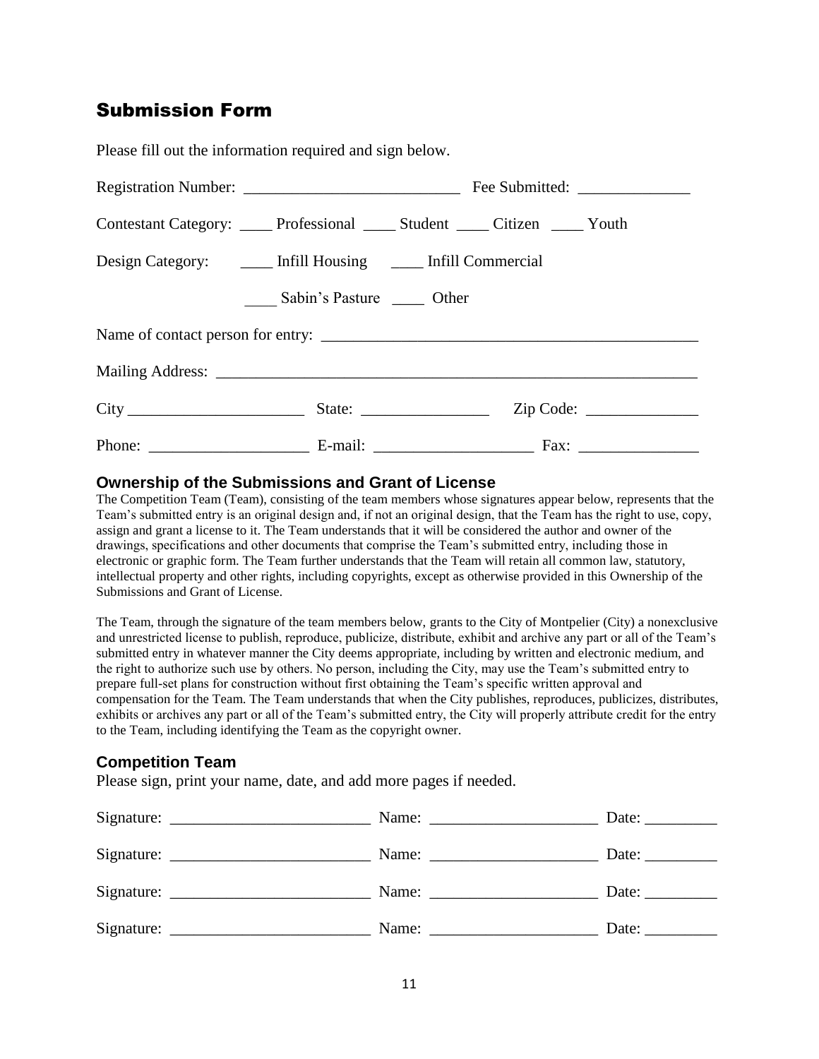## Submission Form

Please fill out the information required and sign below.

Registration Number: ___________________________ Fee Submitted: ______________

Contestant Category: ____ Professional ____ Student ____ Citizen ____ Youth

Design Category: ____ Infill Housing ____ Infill Commercial

____ Sabin's Pasture ____ Other

Name of contact person for entry: _______________________________________________

Mailing Address: _____________________________________________________________

City ______________________ State: ________________ Zip Code: ______________

Phone: ____________________ E-mail: ____________________ Fax: _______________

### Ownership of the Submissions and Grant of License

The Competition Team (Team), consisting of the team members whose signatures appear below, represents that the Team's submitted entry is an original design and, if not an original design, that the Team has the right to use, copy, assign and grant a license to it. The Team understands that it will be considered the author and owner of the drawings, specifications and other documents that comprise the Team's submitted entry, including those in electronic or graphic form. The Team further understands that the Team will retain all common law, statutory, intellectual property and other rights, including copyrights, except as otherwise provided in this Ownership of the Submissions and Grant of License.

The Team, through the signature of the team members below, grants to the City of Montpelier (City) a nonexclusive and unrestricted license to publish, reproduce, publicize, distribute, exhibit and archive any part or all of the Team's submitted entry in whatever manner the City deems appropriate, including by written and electronic medium, and the right to authorize such use by others. No person, including the City, may use the Team's submitted entry to prepare full-set plans for construction without first obtaining the Team's specific written approval and compensation for the Team. The Team understands that when the City publishes, reproduces, publicizes, distributes, exhibits or archives any part or all of the Team's submitted entry, the City will properly attribute credit for the entry to the Team, including identifying the Team as the copyright owner.

### Competition Team

Please sign, print your name, date, and add more pages if needed.

Signature: _________________________ Name: _____________________ Date: _________

Signature: _________________________ Name: _____________________ Date: _________

Signature: _________________________ Name: _____________________ Date: _________

Signature: _________________________ Name: _____________________ Date: _________